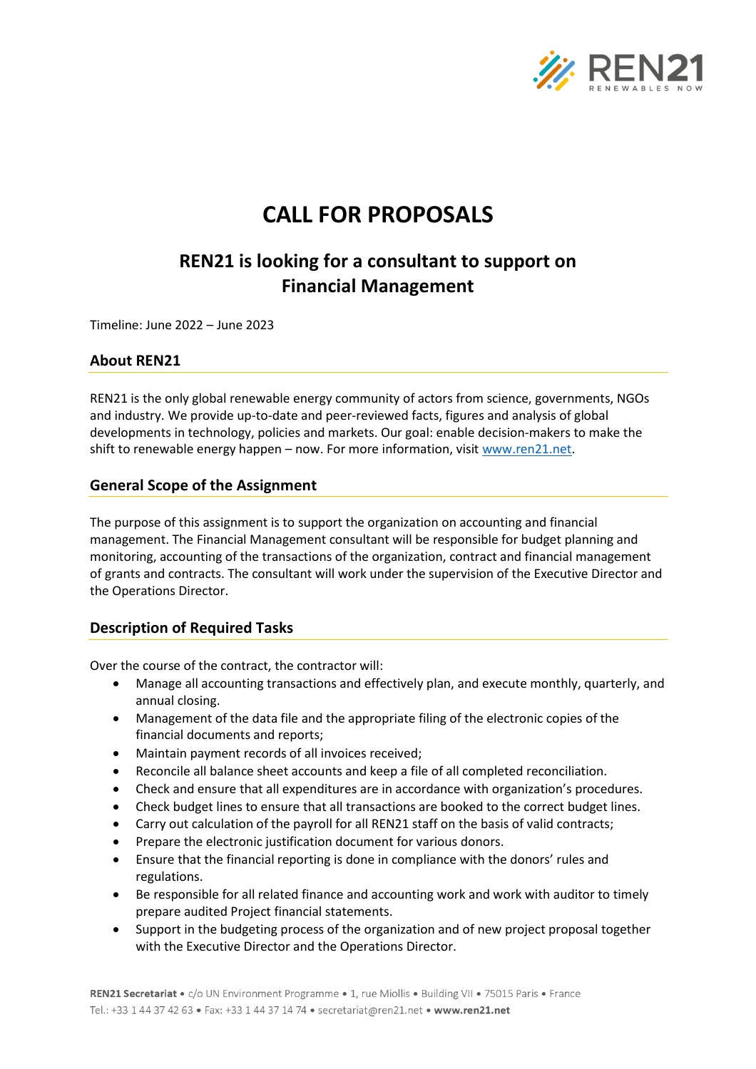# CALL FOR PROPOSALS

## REN21 is looking for a consultant to support on Financial Management

Timeline: June 2022 – June 2023

### About REN21

REN21 is the only global renewable energy community of actors from science, governments, NGOs and industry. We provide up-to-date and peer-reviewed facts, figures and analysis of global developments in technology, policies and markets. Our goal: enable decision-makers to make the shift to renewable energy happen – now. For more information, visit www.ren21.net.

### General Scope of the Assignment

The purpose of this assignment is to support the organization on accounting and financial management. The Financial Management consultant will be responsible for budget planning and monitoring, accounting of the transactions of the organization, contract and financial management of grants and contracts. The consultant will work under the supervision of the Executive Director and the Operations Director.

### Description of Required Tasks

Over the course of the contract, the contractor will:

- Manage all accounting transactions and effectively plan, and execute monthly, quarterly, and annual closing.
- Management of the data file and the appropriate filing of the electronic copies of the financial documents and reports;
- Maintain payment records of all invoices received;
- Reconcile all balance sheet accounts and keep a file of all completed reconciliation.
- Check and ensure that all expenditures are in accordance with organization's procedures.
- Check budget lines to ensure that all transactions are booked to the correct budget lines.
- Carry out calculation of the payroll for all REN21 staff on the basis of valid contracts;
- Prepare the electronic justification document for various donors.
- Ensure that the financial reporting is done in compliance with the donors' rules and regulations.
- Be responsible for all related finance and accounting work and work with auditor to timely prepare audited Project financial statements.
- Support in the budgeting process of the organization and of new project proposal together with the Executive Director and the Operations Director.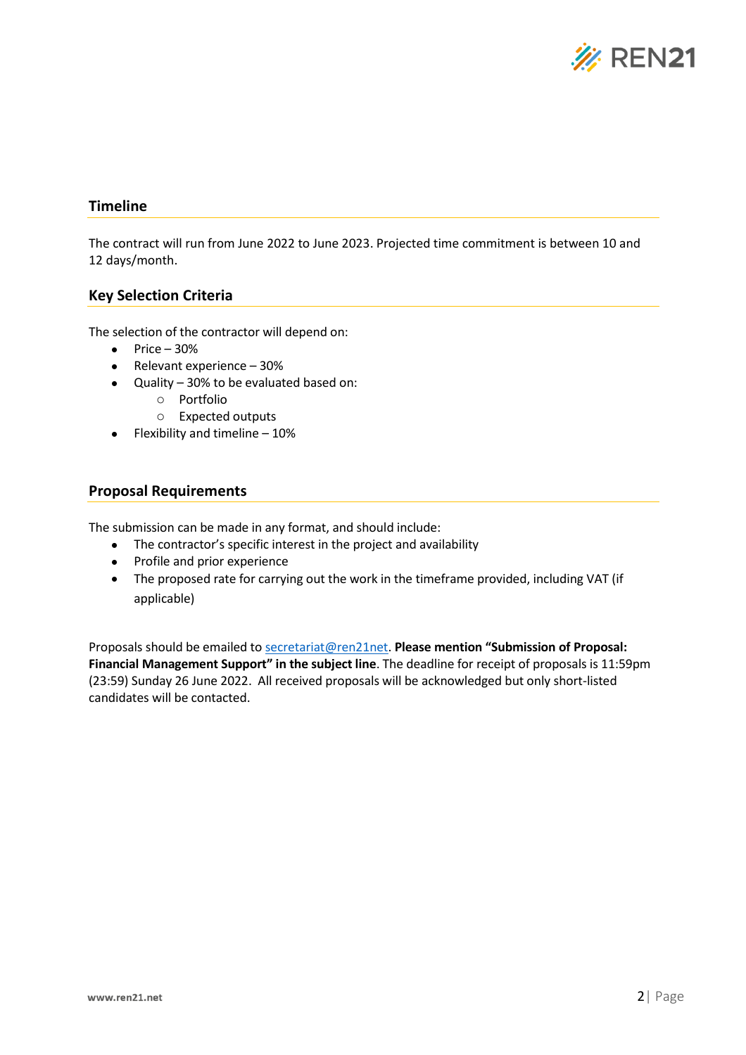## Timeline

The contract will run from June 2022 to June 2023. Projected time commitment is between 10 and 12 days/month.

## Key Selection Criteria

The selection of the contractor will depend on:

- Price – 30%
- Relevant experience – 30%
- Quality – 30% to be evaluated based on:
  - Portfolio
  - Expected outputs
- Flexibility and timeline – 10%

## Proposal Requirements

The submission can be made in any format, and should include:

- The contractor's specific interest in the project and availability
- Profile and prior experience
- The proposed rate for carrying out the work in the timeframe provided, including VAT (if applicable)

Proposals should be emailed to secretariat@ren21net. **Please mention "Submission of Proposal: Financial Management Support" in the subject line**. The deadline for receipt of proposals is 11:59pm (23:59) Sunday 26 June 2022. All received proposals will be acknowledged but only short-listed candidates will be contacted.